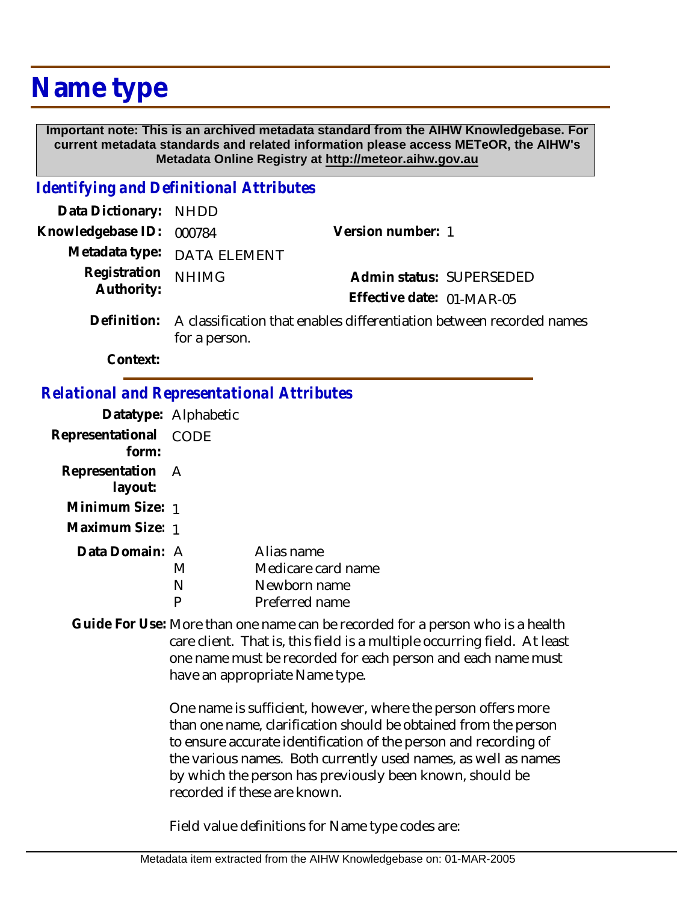# Name type

**Important note: This is an archived metadata standard from the AIHW Knowledgebase. For current metadata standards and related information please access METeOR, the AIHW's Metadata Online Registry at http://meteor.aihw.gov.au**

## *Identifying and Definitional Attributes*

**Data Dictionary:** NHDD

**Knowledgebase ID:** 000784 **Version number:** 1

**Metadata type:** DATA ELEMENT

**Registration Authority:** NHIMG **Admin status:** SUPERSEDED

**Effective date:** 01-MAR-05

**Definition:** A classification that enables differentiation between recorded names for a person.

**Context:**

## *Relational and Representational Attributes*

**Datatype:** Alphabetic

**Representational form:** CODE

**Representation layout:** A

**Minimum Size:** 1

**Maximum Size:** 1

**Data Domain:**

| | |
|---|---|
| A | Alias name |
| M | Medicare card name |
| N | Newborn name |
| P | Preferred name |

**Guide For Use:** More than one name can be recorded for a person who is a health care client. That is, this field is a multiple occurring field. At least one name must be recorded for each person and each name must have an appropriate Name type.

One name is sufficient, however, where the person offers more than one name, clarification should be obtained from the person to ensure accurate identification of the person and recording of the various names. Both currently used names, as well as names by which the person has previously been known, should be recorded if these are known.

Field value definitions for Name type codes are: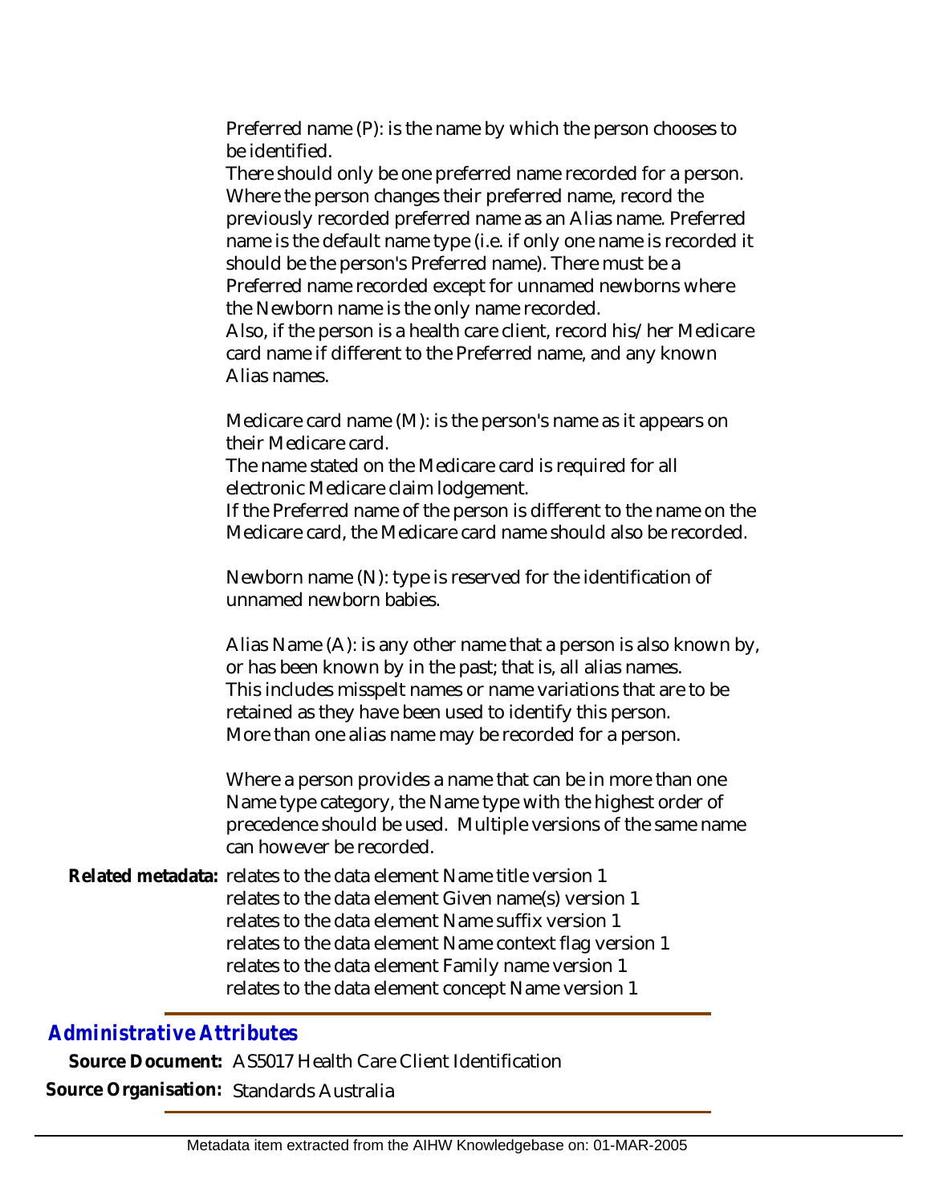Preferred name (P): is the name by which the person chooses to be identified.
There should only be one preferred name recorded for a person. Where the person changes their preferred name, record the previously recorded preferred name as an Alias name. Preferred name is the default name type (i.e. if only one name is recorded it should be the person's Preferred name). There must be a Preferred name recorded except for unnamed newborns where the Newborn name is the only name recorded.
Also, if the person is a health care client, record his/her Medicare card name if different to the Preferred name, and any known Alias names.

Medicare card name (M): is the person's name as it appears on their Medicare card.
The name stated on the Medicare card is required for all electronic Medicare claim lodgement.
If the Preferred name of the person is different to the name on the Medicare card, the Medicare card name should also be recorded.

Newborn name (N): type is reserved for the identification of unnamed newborn babies.

Alias Name (A): is any other name that a person is also known by, or has been known by in the past; that is, all alias names. This includes misspelt names or name variations that are to be retained as they have been used to identify this person.
More than one alias name may be recorded for a person.

Where a person provides a name that can be in more than one Name type category, the Name type with the highest order of precedence should be used. Multiple versions of the same name can however be recorded.

**Related metadata:** relates to the data element Name title version 1
relates to the data element Given name(s) version 1
relates to the data element Name suffix version 1
relates to the data element Name context flag version 1
relates to the data element Family name version 1
relates to the data element concept Name version 1

## *Administrative Attributes*

**Source Document:** AS5017 Health Care Client Identification

**Source Organisation:** Standards Australia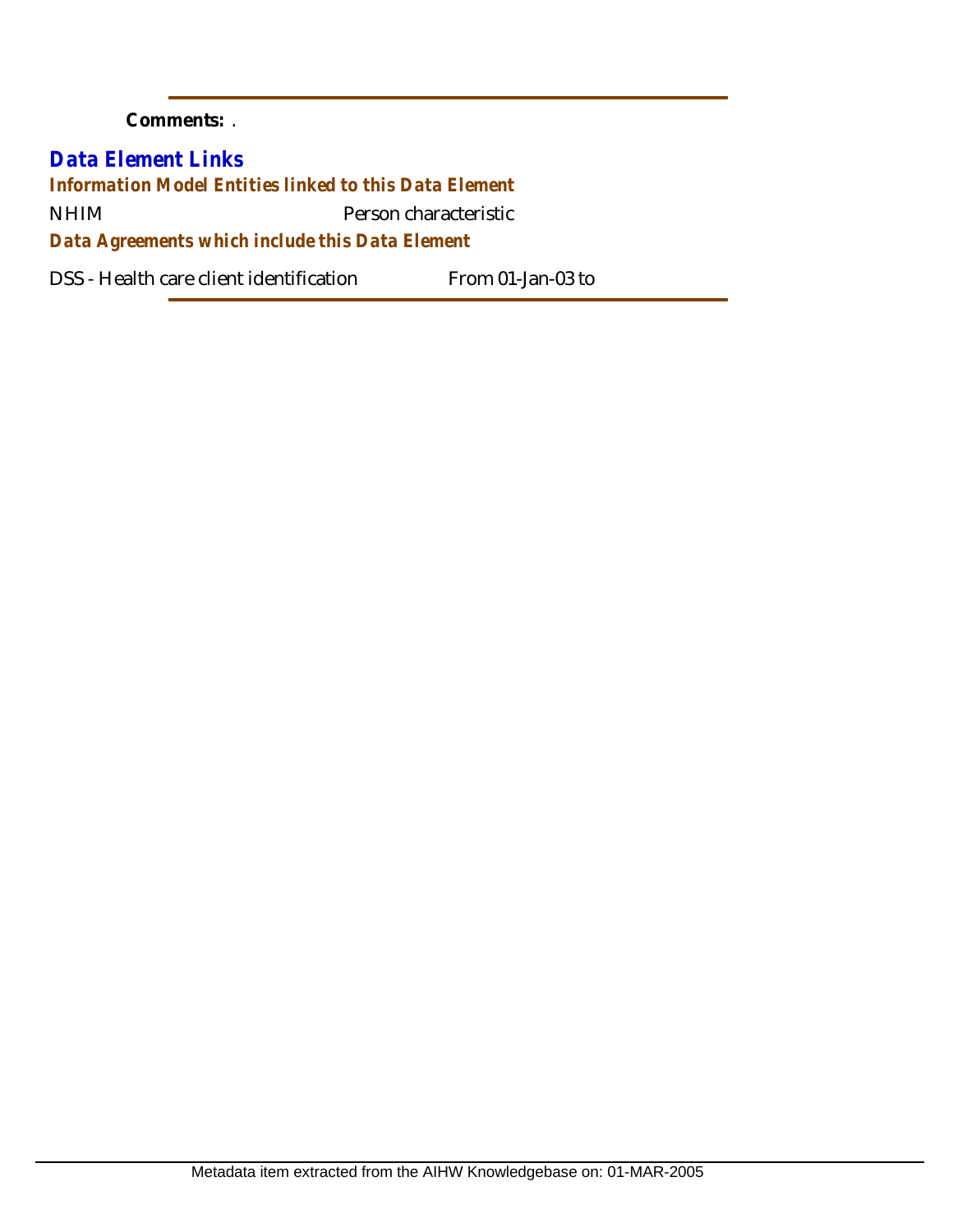**Comments:** .

## Data Element Links

### *Information Model Entities linked to this Data Element*

| | |
|---|---|
| NHIM | Person characteristic |

### *Data Agreements which include this Data Element*

| | |
|---|---|
| DSS - Health care client identification | From 01-Jan-03 to |

Metadata item extracted from the AIHW Knowledgebase on: 01-MAR-2005